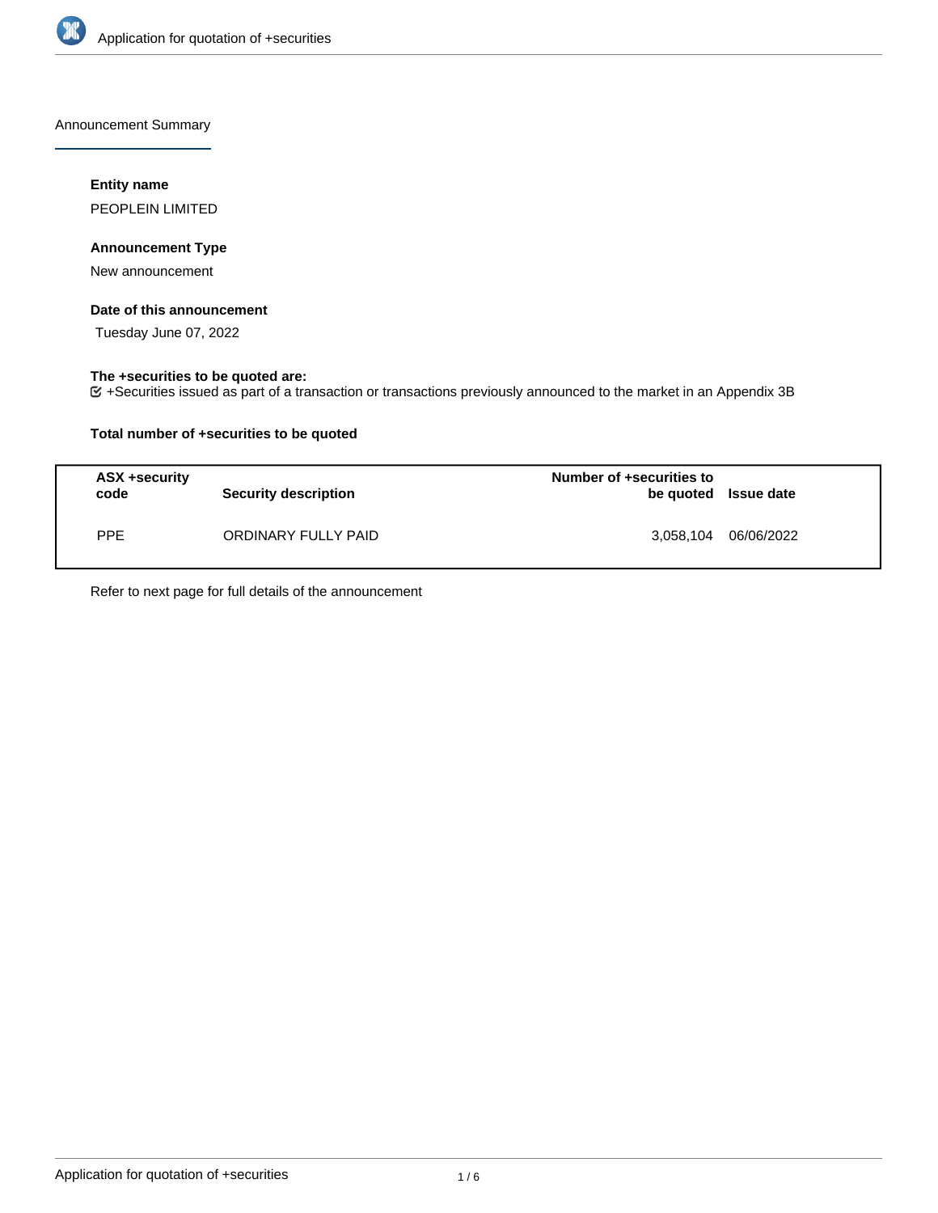## Announcement Summary

### Entity name

PEOPLEIN LIMITED

### Announcement Type

New announcement

### Date of this announcement

Tuesday June 07, 2022

### The +securities to be quoted are:

+Securities issued as part of a transaction or transactions previously announced to the market in an Appendix 3B

### Total number of +securities to be quoted

| ASX +security code | Security description | Number of +securities to be quoted | Issue date |
|---|---|---|---|
| PPE | ORDINARY FULLY PAID | 3,058,104 | 06/06/2022 |

Refer to next page for full details of the announcement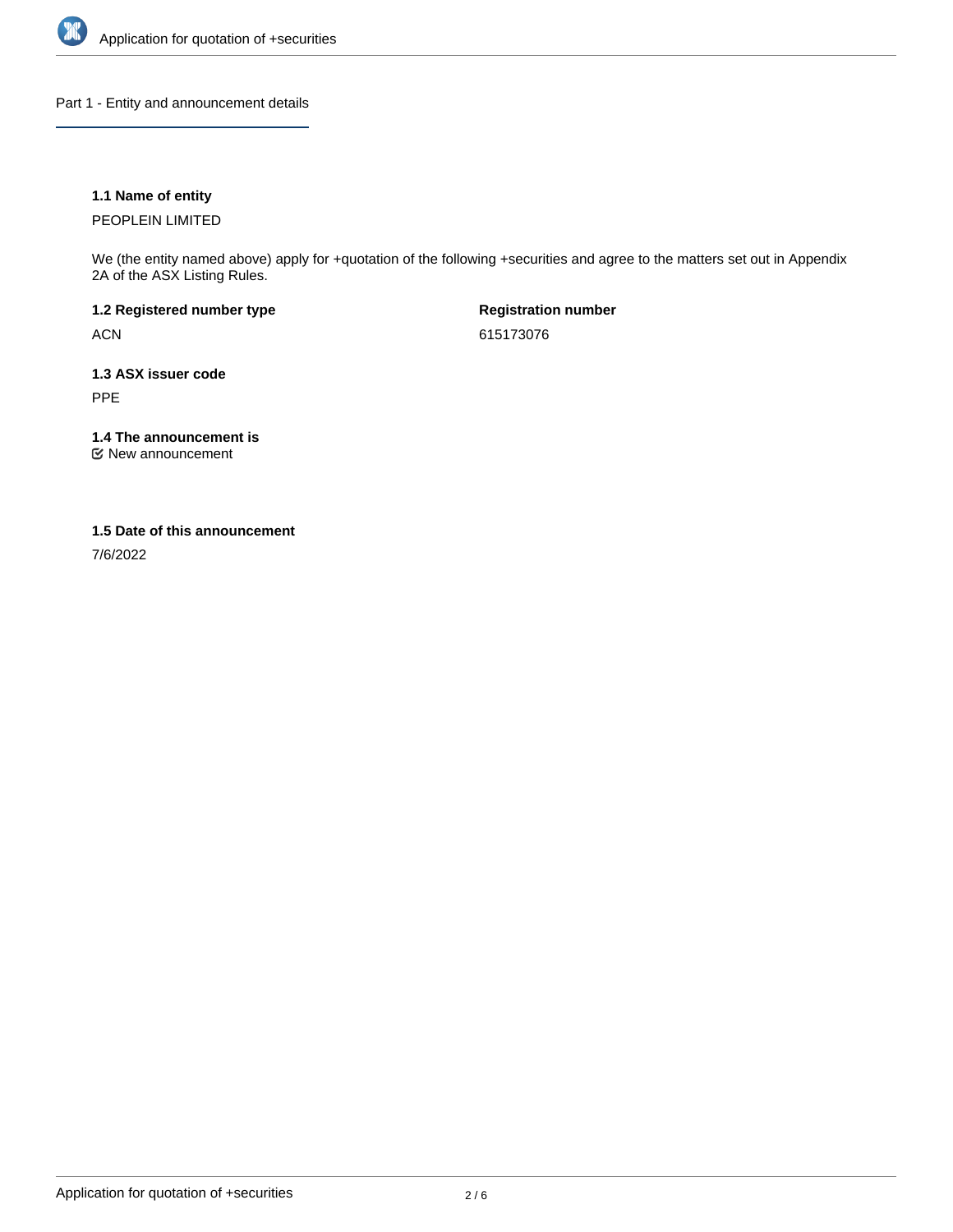## Part 1 - Entity and announcement details

**1.1 Name of entity**

PEOPLEIN LIMITED

We (the entity named above) apply for +quotation of the following +securities and agree to the matters set out in Appendix 2A of the ASX Listing Rules.

**1.2 Registered number type**

ACN

**Registration number**

615173076

**1.3 ASX issuer code**

PPE

**1.4 The announcement is**

☑ New announcement

**1.5 Date of this announcement**

7/6/2022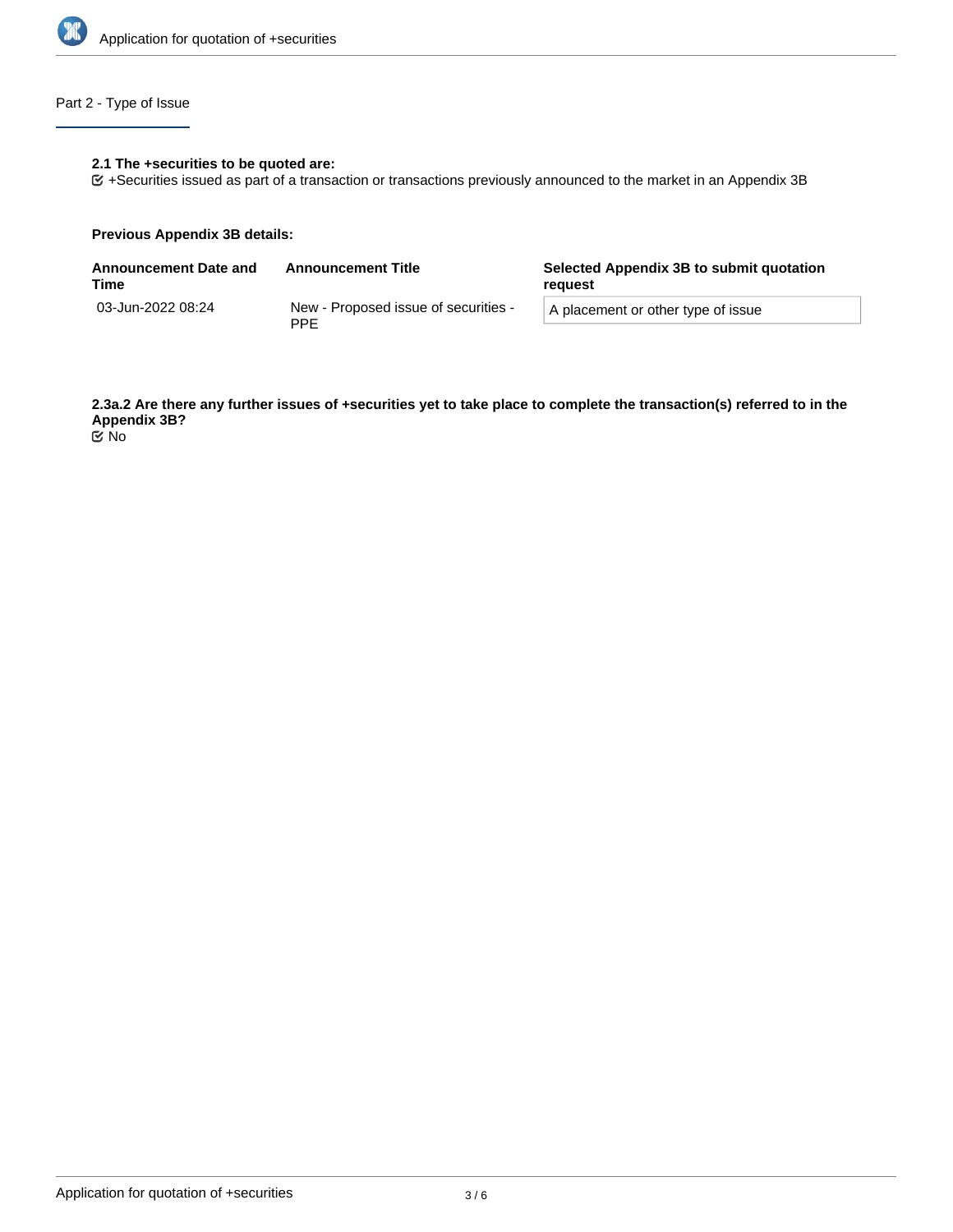## Part 2 - Type of Issue

**2.1 The +securities to be quoted are:**

+Securities issued as part of a transaction or transactions previously announced to the market in an Appendix 3B

**Previous Appendix 3B details:**

| Announcement Date and Time | Announcement Title | Selected Appendix 3B to submit quotation request |
|---|---|---|
| 03-Jun-2022 08:24 | New - Proposed issue of securities - PPE | A placement or other type of issue |

**2.3a.2 Are there any further issues of +securities yet to take place to complete the transaction(s) referred to in the Appendix 3B?**

No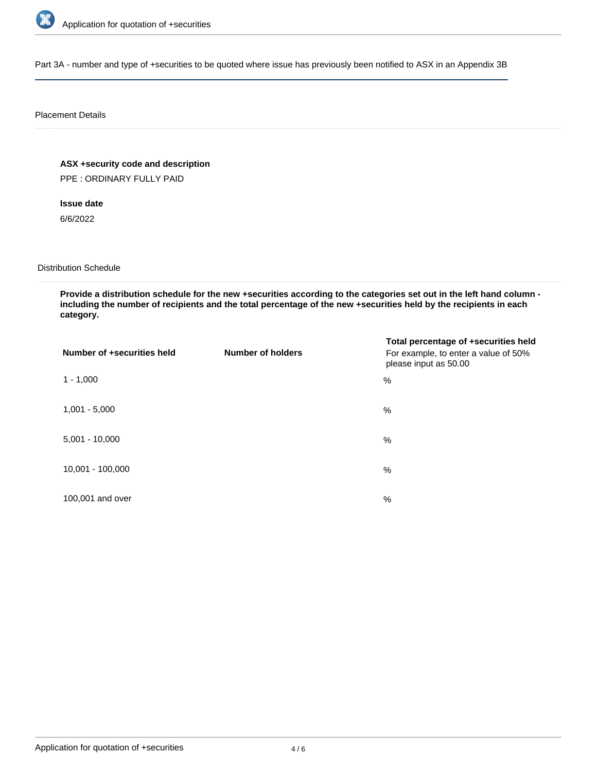Part 3A - number and type of +securities to be quoted where issue has previously been notified to ASX in an Appendix 3B

Placement Details

**ASX +security code and description**

PPE : ORDINARY FULLY PAID

**Issue date**

6/6/2022

Distribution Schedule

**Provide a distribution schedule for the new +securities according to the categories set out in the left hand column - including the number of recipients and the total percentage of the new +securities held by the recipients in each category.**

| **Number of +securities held** | **Number of holders** | **Total percentage of +securities held** For example, to enter a value of 50% please input as 50.00 |
|---|---|---|
| 1 - 1,000 | | % |
| 1,001 - 5,000 | | % |
| 5,001 - 10,000 | | % |
| 10,001 - 100,000 | | % |
| 100,001 and over | | % |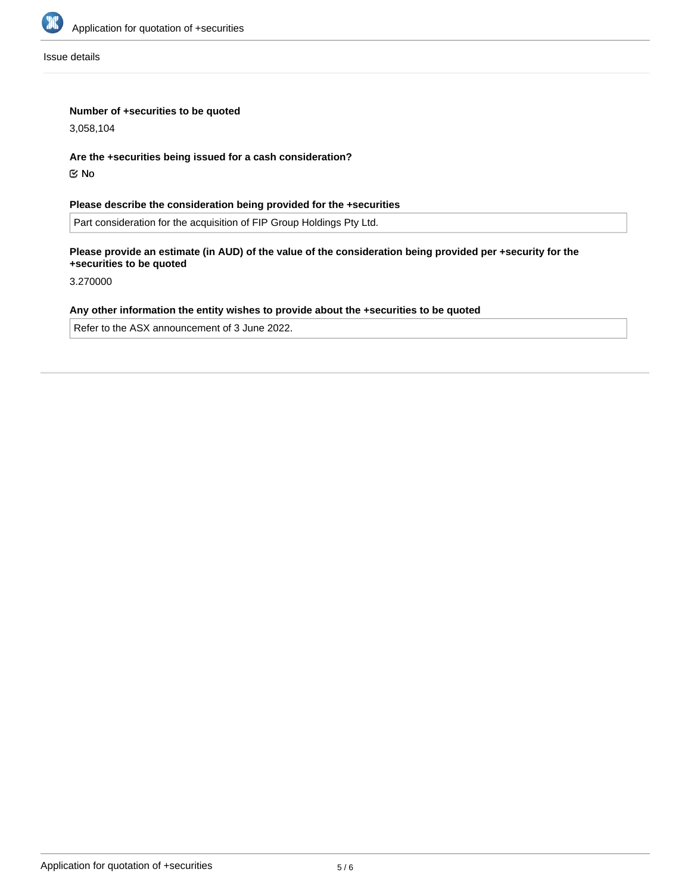Issue details

**Number of +securities to be quoted**

3,058,104

**Are the +securities being issued for a cash consideration?**

☑ No

**Please describe the consideration being provided for the +securities**

Part consideration for the acquisition of FIP Group Holdings Pty Ltd.

**Please provide an estimate (in AUD) of the value of the consideration being provided per +security for the +securities to be quoted**

3.270000

**Any other information the entity wishes to provide about the +securities to be quoted**

Refer to the ASX announcement of 3 June 2022.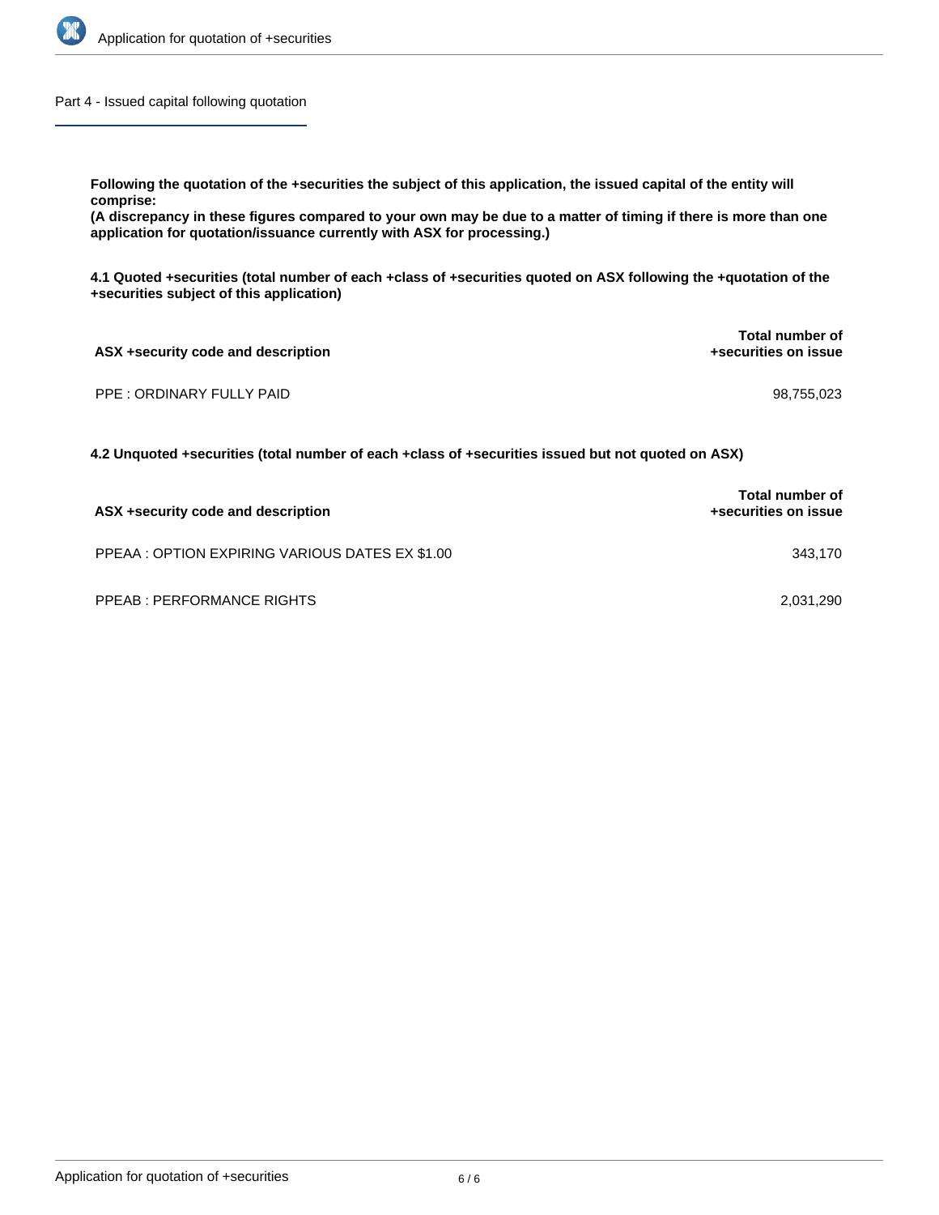## Part 4 - Issued capital following quotation

**Following the quotation of the +securities the subject of this application, the issued capital of the entity will comprise:**
**(A discrepancy in these figures compared to your own may be due to a matter of timing if there is more than one application for quotation/issuance currently with ASX for processing.)**

**4.1 Quoted +securities (total number of each +class of +securities quoted on ASX following the +quotation of the +securities subject of this application)**

| ASX +security code and description | Total number of +securities on issue |
| --- | --- |
| PPE : ORDINARY FULLY PAID | 98,755,023 |

**4.2 Unquoted +securities (total number of each +class of +securities issued but not quoted on ASX)**

| ASX +security code and description | Total number of +securities on issue |
| --- | --- |
| PPEAA : OPTION EXPIRING VARIOUS DATES EX $1.00 | 343,170 |
| PPEAB : PERFORMANCE RIGHTS | 2,031,290 |